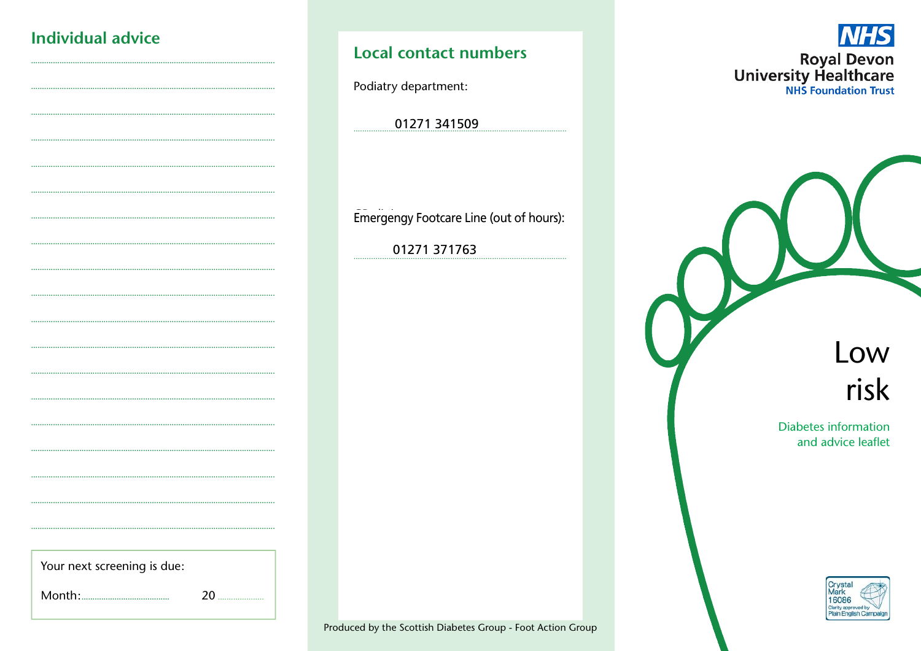## Individual advice

..............................................................................................................................

..............................................................................................................................

..............................................................................................................................

..............................................................................................................................

..............................................................................................................................

..............................................................................................................................

..............................................................................................................................

..............................................................................................................................

..............................................................................................................................

..............................................................................................................................

..............................................................................................................................

..............................................................................................................................

..............................................................................................................................

..............................................................................................................................

..............................................................................................................................

..............................................................................................................................

..............................................................................................................................

..............................................................................................................................

Your next screening is due:

Month:........................................ 20 .....................

## Local contact numbers

Podiatry department:

01271 341509

Emergengy Footcare Line (out of hours):

01271 371763

Produced by the Scottish Diabetes Group - Foot Action Group

NHS

Royal Devon University Healthcare

NHS Foundation Trust

# Low risk

Diabetes information and advice leaflet

Crystal Mark 16086 Clarity approved by Plain English Campaign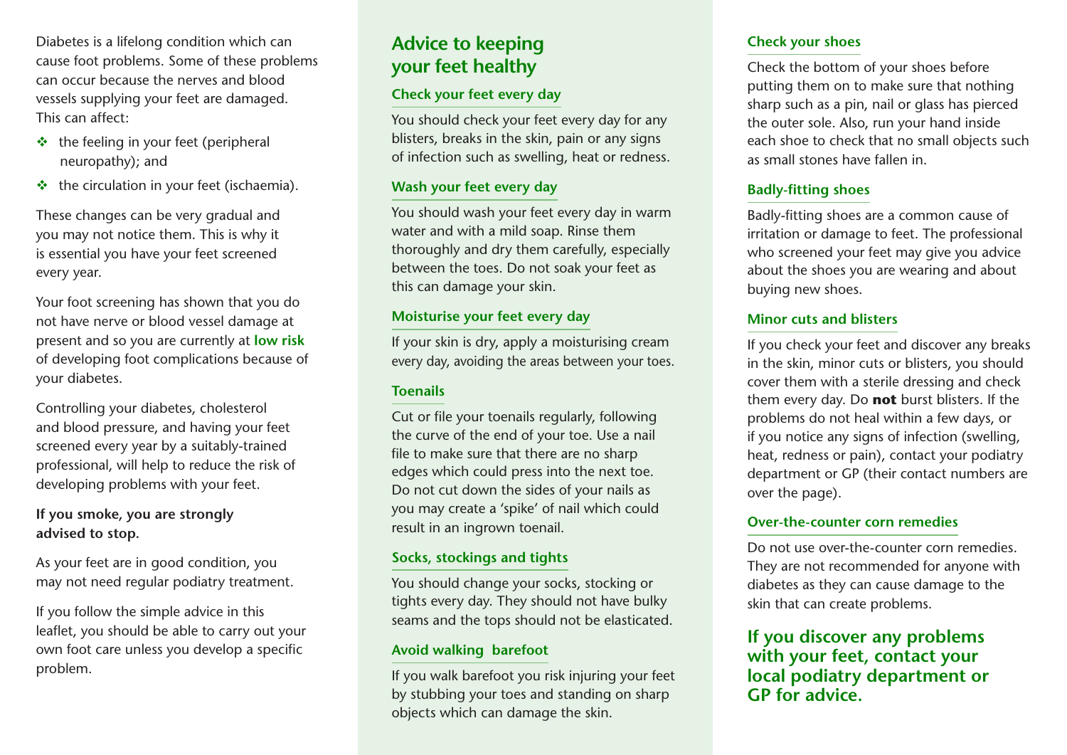Diabetes is a lifelong condition which can cause foot problems. Some of these problems can occur because the nerves and blood vessels supplying your feet are damaged. This can affect:

- the feeling in your feet (peripheral neuropathy); and
- the circulation in your feet (ischaemia).

These changes can be very gradual and you may not notice them. This is why it is essential you have your feet screened every year.

Your foot screening has shown that you do not have nerve or blood vessel damage at present and so you are currently at **low risk** of developing foot complications because of your diabetes.

Controlling your diabetes, cholesterol and blood pressure, and having your feet screened every year by a suitably-trained professional, will help to reduce the risk of developing problems with your feet.

**If you smoke, you are strongly advised to stop.**

As your feet are in good condition, you may not need regular podiatry treatment.

If you follow the simple advice in this leaflet, you should be able to carry out your own foot care unless you develop a specific problem.

## Advice to keeping your feet healthy

### Check your feet every day

You should check your feet every day for any blisters, breaks in the skin, pain or any signs of infection such as swelling, heat or redness.

### Wash your feet every day

You should wash your feet every day in warm water and with a mild soap. Rinse them thoroughly and dry them carefully, especially between the toes. Do not soak your feet as this can damage your skin.

### Moisturise your feet every day

If your skin is dry, apply a moisturising cream every day, avoiding the areas between your toes.

### Toenails

Cut or file your toenails regularly, following the curve of the end of your toe. Use a nail file to make sure that there are no sharp edges which could press into the next toe. Do not cut down the sides of your nails as you may create a 'spike' of nail which could result in an ingrown toenail.

### Socks, stockings and tights

You should change your socks, stocking or tights every day. They should not have bulky seams and the tops should not be elasticated.

### Avoid walking barefoot

If you walk barefoot you risk injuring your feet by stubbing your toes and standing on sharp objects which can damage the skin.

### Check your shoes

Check the bottom of your shoes before putting them on to make sure that nothing sharp such as a pin, nail or glass has pierced the outer sole. Also, run your hand inside each shoe to check that no small objects such as small stones have fallen in.

### Badly-fitting shoes

Badly-fitting shoes are a common cause of irritation or damage to feet. The professional who screened your feet may give you advice about the shoes you are wearing and about buying new shoes.

### Minor cuts and blisters

If you check your feet and discover any breaks in the skin, minor cuts or blisters, you should cover them with a sterile dressing and check them every day. Do **not** burst blisters. If the problems do not heal within a few days, or if you notice any signs of infection (swelling, heat, redness or pain), contact your podiatry department or GP (their contact numbers are over the page).

### Over-the-counter corn remedies

Do not use over-the-counter corn remedies. They are not recommended for anyone with diabetes as they can cause damage to the skin that can create problems.

**If you discover any problems with your feet, contact your local podiatry department or GP for advice.**